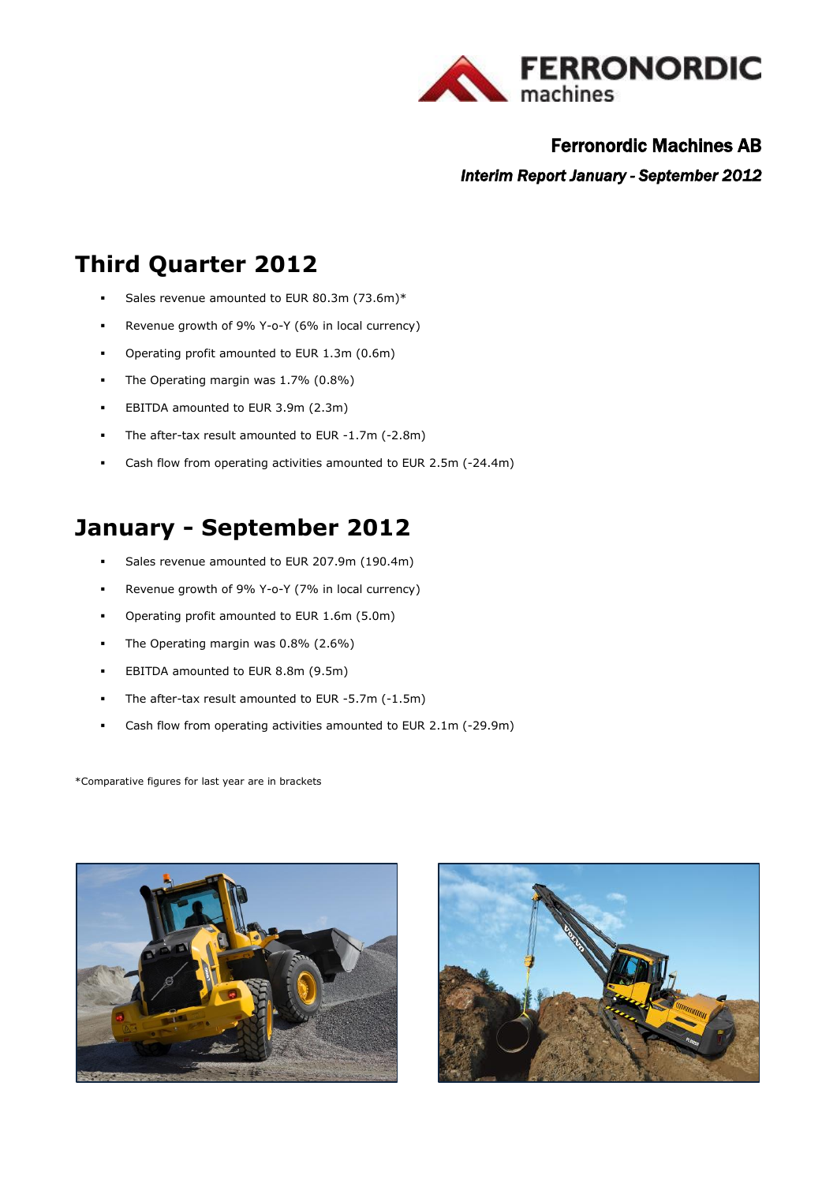FERRONORDIC machines

**Ferronordic Machines AB**

***Interim Report January - September 2012***

# Third Quarter 2012

- Sales revenue amounted to EUR 80.3m (73.6m)*
- Revenue growth of 9% Y-o-Y (6% in local currency)
- Operating profit amounted to EUR 1.3m (0.6m)
- The Operating margin was 1.7% (0.8%)
- EBITDA amounted to EUR 3.9m (2.3m)
- The after-tax result amounted to EUR -1.7m (-2.8m)
- Cash flow from operating activities amounted to EUR 2.5m (-24.4m)

# January - September 2012

- Sales revenue amounted to EUR 207.9m (190.4m)
- Revenue growth of 9% Y-o-Y (7% in local currency)
- Operating profit amounted to EUR 1.6m (5.0m)
- The Operating margin was 0.8% (2.6%)
- EBITDA amounted to EUR 8.8m (9.5m)
- The after-tax result amounted to EUR -5.7m (-1.5m)
- Cash flow from operating activities amounted to EUR 2.1m (-29.9m)

*Comparative figures for last year are in brackets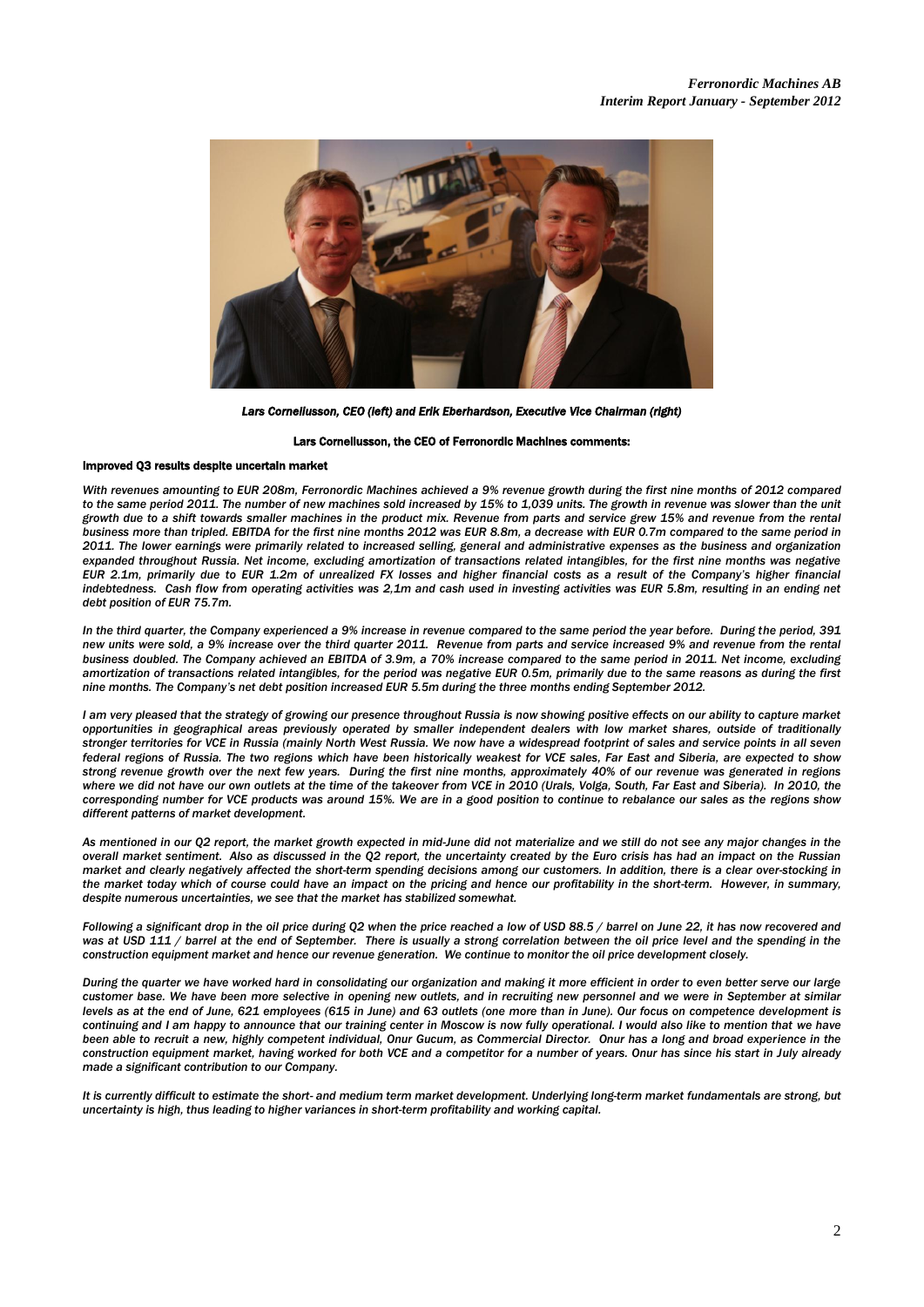*Lars Corneliusson, CEO (left) and Erik Eberhardson, Executive Vice Chairman (right)*

**Lars Cornelius­son, the CEO of Ferronordic Machines comments:**

**Improved Q3 results despite uncertain market**

*With revenues amounting to EUR 208m, Ferronordic Machines achieved a 9% revenue growth during the first nine months of 2012 compared to the same period 2011. The number of new machines sold increased by 15% to 1,039 units. The growth in revenue was slower than the unit growth due to a shift towards smaller machines in the product mix. Revenue from parts and service grew 15% and revenue from the rental business more than tripled. EBITDA for the first nine months 2012 was EUR 8.8m, a decrease with EUR 0.7m compared to the same period in 2011. The lower earnings were primarily related to increased selling, general and administrative expenses as the business and organization expanded throughout Russia. Net income, excluding amortization of transactions related intangibles, for the first nine months was negative EUR 2.1m, primarily due to EUR 1.2m of unrealized FX losses and higher financial costs as a result of the Company's higher financial indebtedness. Cash flow from operating activities was 2,1m and cash used in investing activities was EUR 5.8m, resulting in an ending net debt position of EUR 75.7m.*

*In the third quarter, the Company experienced a 9% increase in revenue compared to the same period the year before. During the period, 391 new units were sold, a 9% increase over the third quarter 2011. Revenue from parts and service increased 9% and revenue from the rental business doubled. The Company achieved an EBITDA of 3.9m, a 70% increase compared to the same period in 2011. Net income, excluding amortization of transactions related intangibles, for the period was negative EUR 0.5m, primarily due to the same reasons as during the first nine months. The Company's net debt position increased EUR 5.5m during the three months ending September 2012.*

*I am very pleased that the strategy of growing our presence throughout Russia is now showing positive effects on our ability to capture market opportunities in geographical areas previously operated by smaller independent dealers with low market shares, outside of traditionally stronger territories for VCE in Russia (mainly North West Russia. We now have a widespread footprint of sales and service points in all seven federal regions of Russia. The two regions which have been historically weakest for VCE sales, Far East and Siberia, are expected to show strong revenue growth over the next few years. During the first nine months, approximately 40% of our revenue was generated in regions where we did not have our own outlets at the time of the takeover from VCE in 2010 (Urals, Volga, South, Far East and Siberia). In 2010, the corresponding number for VCE products was around 15%. We are in a good position to continue to rebalance our sales as the regions show different patterns of market development.*

*As mentioned in our Q2 report, the market growth expected in mid-June did not materialize and we still do not see any major changes in the overall market sentiment. Also as discussed in the Q2 report, the uncertainty created by the Euro crisis has had an impact on the Russian market and clearly negatively affected the short-term spending decisions among our customers. In addition, there is a clear over-stocking in the market today which of course could have an impact on the pricing and hence our profitability in the short-term. However, in summary, despite numerous uncertainties, we see that the market has stabilized somewhat.*

*Following a significant drop in the oil price during Q2 when the price reached a low of USD 88.5 / barrel on June 22, it has now recovered and was at USD 111 / barrel at the end of September. There is usually a strong correlation between the oil price level and the spending in the construction equipment market and hence our revenue generation. We continue to monitor the oil price development closely.*

*During the quarter we have worked hard in consolidating our organization and making it more efficient in order to even better serve our large customer base. We have been more selective in opening new outlets, and in recruiting new personnel and we were in September at similar levels as at the end of June, 621 employees (615 in June) and 63 outlets (one more than in June). Our focus on competence development is continuing and I am happy to announce that our training center in Moscow is now fully operational. I would also like to mention that we have been able to recruit a new, highly competent individual, Onur Gucum, as Commercial Director. Onur has a long and broad experience in the construction equipment market, having worked for both VCE and a competitor for a number of years. Onur has since his start in July already made a significant contribution to our Company.*

*It is currently difficult to estimate the short- and medium term market development. Underlying long-term market fundamentals are strong, but uncertainty is high, thus leading to higher variances in short-term profitability and working capital.*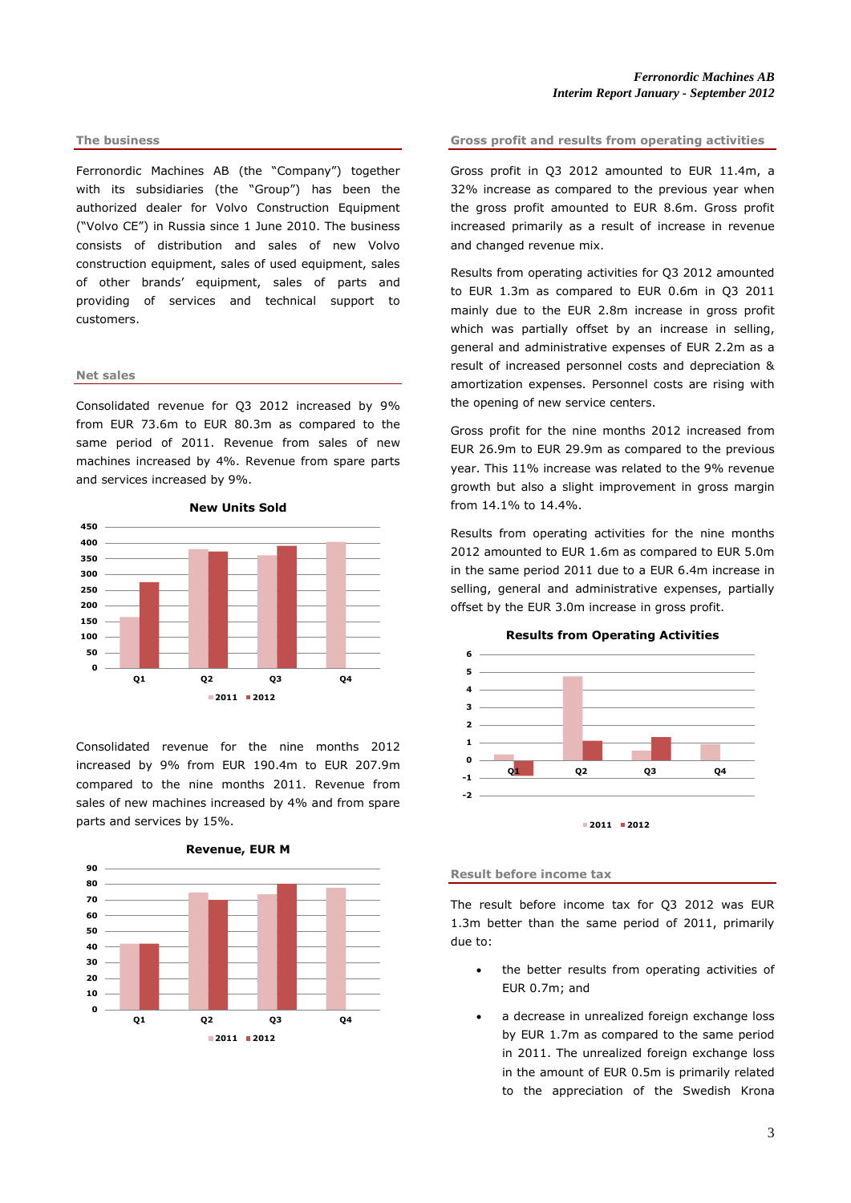## The business

Ferronordic Machines AB (the "Company") together with its subsidiaries (the "Group") has been the authorized dealer for Volvo Construction Equipment ("Volvo CE") in Russia since 1 June 2010. The business consists of distribution and sales of new Volvo construction equipment, sales of used equipment, sales of other brands' equipment, sales of parts and providing of services and technical support to customers.

## Net sales

Consolidated revenue for Q3 2012 increased by 9% from EUR 73.6m to EUR 80.3m as compared to the same period of 2011. Revenue from sales of new machines increased by 4%. Revenue from spare parts and services increased by 9%.

**New Units Sold**

Consolidated revenue for the nine months 2012 increased by 9% from EUR 190.4m to EUR 207.9m compared to the nine months 2011. Revenue from sales of new machines increased by 4% and from spare parts and services by 15%.

**Revenue, EUR M**

## Gross profit and results from operating activities

Gross profit in Q3 2012 amounted to EUR 11.4m, a 32% increase as compared to the previous year when the gross profit amounted to EUR 8.6m. Gross profit increased primarily as a result of increase in revenue and changed revenue mix.

Results from operating activities for Q3 2012 amounted to EUR 1.3m as compared to EUR 0.6m in Q3 2011 mainly due to the EUR 2.8m increase in gross profit which was partially offset by an increase in selling, general and administrative expenses of EUR 2.2m as a result of increased personnel costs and depreciation & amortization expenses. Personnel costs are rising with the opening of new service centers.

Gross profit for the nine months 2012 increased from EUR 26.9m to EUR 29.9m as compared to the previous year. This 11% increase was related to the 9% revenue growth but also a slight improvement in gross margin from 14.1% to 14.4%.

Results from operating activities for the nine months 2012 amounted to EUR 1.6m as compared to EUR 5.0m in the same period 2011 due to a EUR 6.4m increase in selling, general and administrative expenses, partially offset by the EUR 3.0m increase in gross profit.

**Results from Operating Activities**

## Result before income tax

The result before income tax for Q3 2012 was EUR 1.3m better than the same period of 2011, primarily due to:

- the better results from operating activities of EUR 0.7m; and
- a decrease in unrealized foreign exchange loss by EUR 1.7m as compared to the same period in 2011. The unrealized foreign exchange loss in the amount of EUR 0.5m is primarily related to the appreciation of the Swedish Krona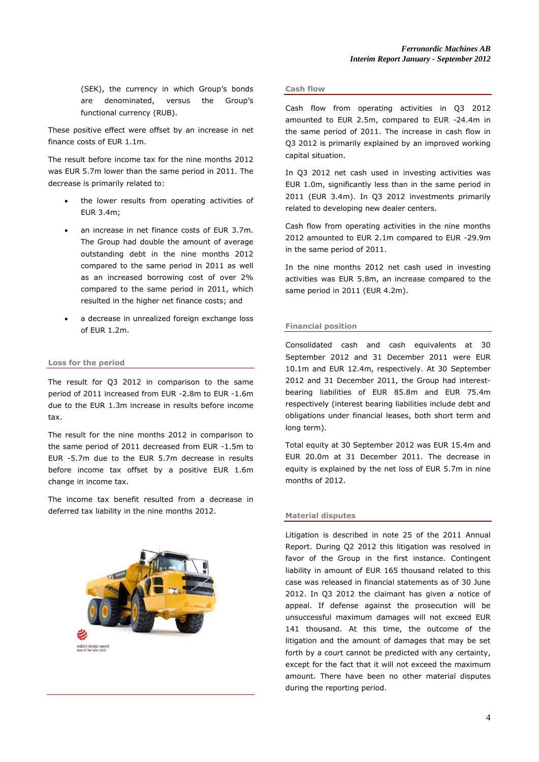(SEK), the currency in which Group's bonds are denominated, versus the Group's functional currency (RUB).

These positive effect were offset by an increase in net finance costs of EUR 1.1m.

The result before income tax for the nine months 2012 was EUR 5.7m lower than the same period in 2011. The decrease is primarily related to:

- the lower results from operating activities of EUR 3.4m;
- an increase in net finance costs of EUR 3.7m. The Group had double the amount of average outstanding debt in the nine months 2012 compared to the same period in 2011 as well as an increased borrowing cost of over 2% compared to the same period in 2011, which resulted in the higher net finance costs; and
- a decrease in unrealized foreign exchange loss of EUR 1.2m.

## Loss for the period

The result for Q3 2012 in comparison to the same period of 2011 increased from EUR -2.8m to EUR -1.6m due to the EUR 1.3m increase in results before income tax.

The result for the nine months 2012 in comparison to the same period of 2011 decreased from EUR -1.5m to EUR -5.7m due to the EUR 5.7m decrease in results before income tax offset by a positive EUR 1.6m change in income tax.

The income tax benefit resulted from a decrease in deferred tax liability in the nine months 2012.

## Cash flow

Cash flow from operating activities in Q3 2012 amounted to EUR 2.5m, compared to EUR -24.4m in the same period of 2011. The increase in cash flow in Q3 2012 is primarily explained by an improved working capital situation.

In Q3 2012 net cash used in investing activities was EUR 1.0m, significantly less than in the same period in 2011 (EUR 3.4m). In Q3 2012 investments primarily related to developing new dealer centers.

Cash flow from operating activities in the nine months 2012 amounted to EUR 2.1m compared to EUR -29.9m in the same period of 2011.

In the nine months 2012 net cash used in investing activities was EUR 5.8m, an increase compared to the same period in 2011 (EUR 4.2m).

## Financial position

Consolidated cash and cash equivalents at 30 September 2012 and 31 December 2011 were EUR 10.1m and EUR 12.4m, respectively. At 30 September 2012 and 31 December 2011, the Group had interest-bearing liabilities of EUR 85.8m and EUR 75.4m respectively (interest bearing liabilities include debt and obligations under financial leases, both short term and long term).

Total equity at 30 September 2012 was EUR 15.4m and EUR 20.0m at 31 December 2011. The decrease in equity is explained by the net loss of EUR 5.7m in nine months of 2012.

## Material disputes

Litigation is described in note 25 of the 2011 Annual Report. During Q2 2012 this litigation was resolved in favor of the Group in the first instance. Contingent liability in amount of EUR 165 thousand related to this case was released in financial statements as of 30 June 2012. In Q3 2012 the claimant has given a notice of appeal. If defense against the prosecution will be unsuccessful maximum damages will not exceed EUR 141 thousand. At this time, the outcome of the litigation and the amount of damages that may be set forth by a court cannot be predicted with any certainty, except for the fact that it will not exceed the maximum amount. There have been no other material disputes during the reporting period.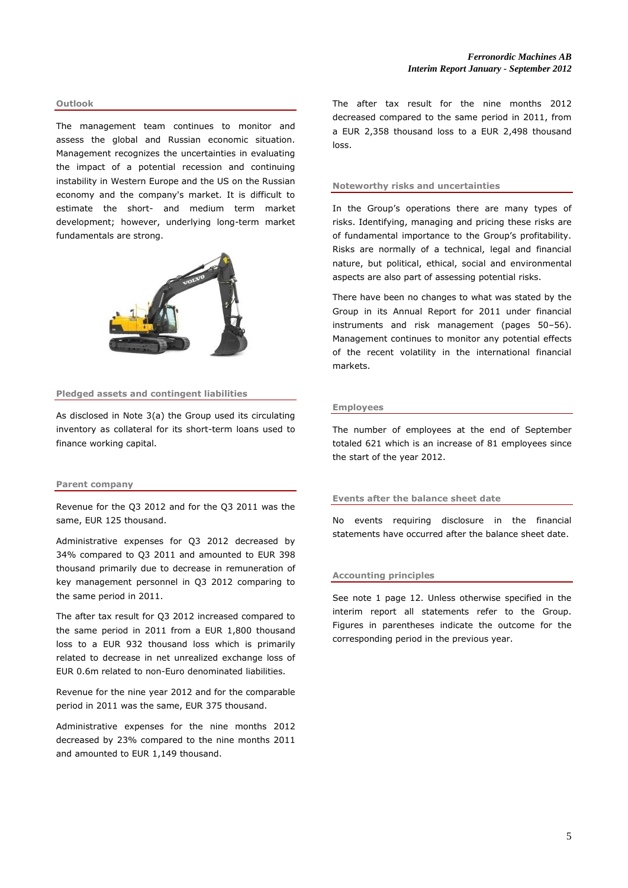## Outlook

The management team continues to monitor and assess the global and Russian economic situation. Management recognizes the uncertainties in evaluating the impact of a potential recession and continuing instability in Western Europe and the US on the Russian economy and the company's market. It is difficult to estimate the short- and medium term market development; however, underlying long-term market fundamentals are strong.

## Pledged assets and contingent liabilities

As disclosed in Note 3(a) the Group used its circulating inventory as collateral for its short-term loans used to finance working capital.

## Parent company

Revenue for the Q3 2012 and for the Q3 2011 was the same, EUR 125 thousand.

Administrative expenses for Q3 2012 decreased by 34% compared to Q3 2011 and amounted to EUR 398 thousand primarily due to decrease in remuneration of key management personnel in Q3 2012 comparing to the same period in 2011.

The after tax result for Q3 2012 increased compared to the same period in 2011 from a EUR 1,800 thousand loss to a EUR 932 thousand loss which is primarily related to decrease in net unrealized exchange loss of EUR 0.6m related to non-Euro denominated liabilities.

Revenue for the nine year 2012 and for the comparable period in 2011 was the same, EUR 375 thousand.

Administrative expenses for the nine months 2012 decreased by 23% compared to the nine months 2011 and amounted to EUR 1,149 thousand.

The after tax result for the nine months 2012 decreased compared to the same period in 2011, from a EUR 2,358 thousand loss to a EUR 2,498 thousand loss.

## Noteworthy risks and uncertainties

In the Group's operations there are many types of risks. Identifying, managing and pricing these risks are of fundamental importance to the Group's profitability. Risks are normally of a technical, legal and financial nature, but political, ethical, social and environmental aspects are also part of assessing potential risks.

There have been no changes to what was stated by the Group in its Annual Report for 2011 under financial instruments and risk management (pages 50–56). Management continues to monitor any potential effects of the recent volatility in the international financial markets.

## Employees

The number of employees at the end of September totaled 621 which is an increase of 81 employees since the start of the year 2012.

## Events after the balance sheet date

No events requiring disclosure in the financial statements have occurred after the balance sheet date.

## Accounting principles

See note 1 page 12. Unless otherwise specified in the interim report all statements refer to the Group. Figures in parentheses indicate the outcome for the corresponding period in the previous year.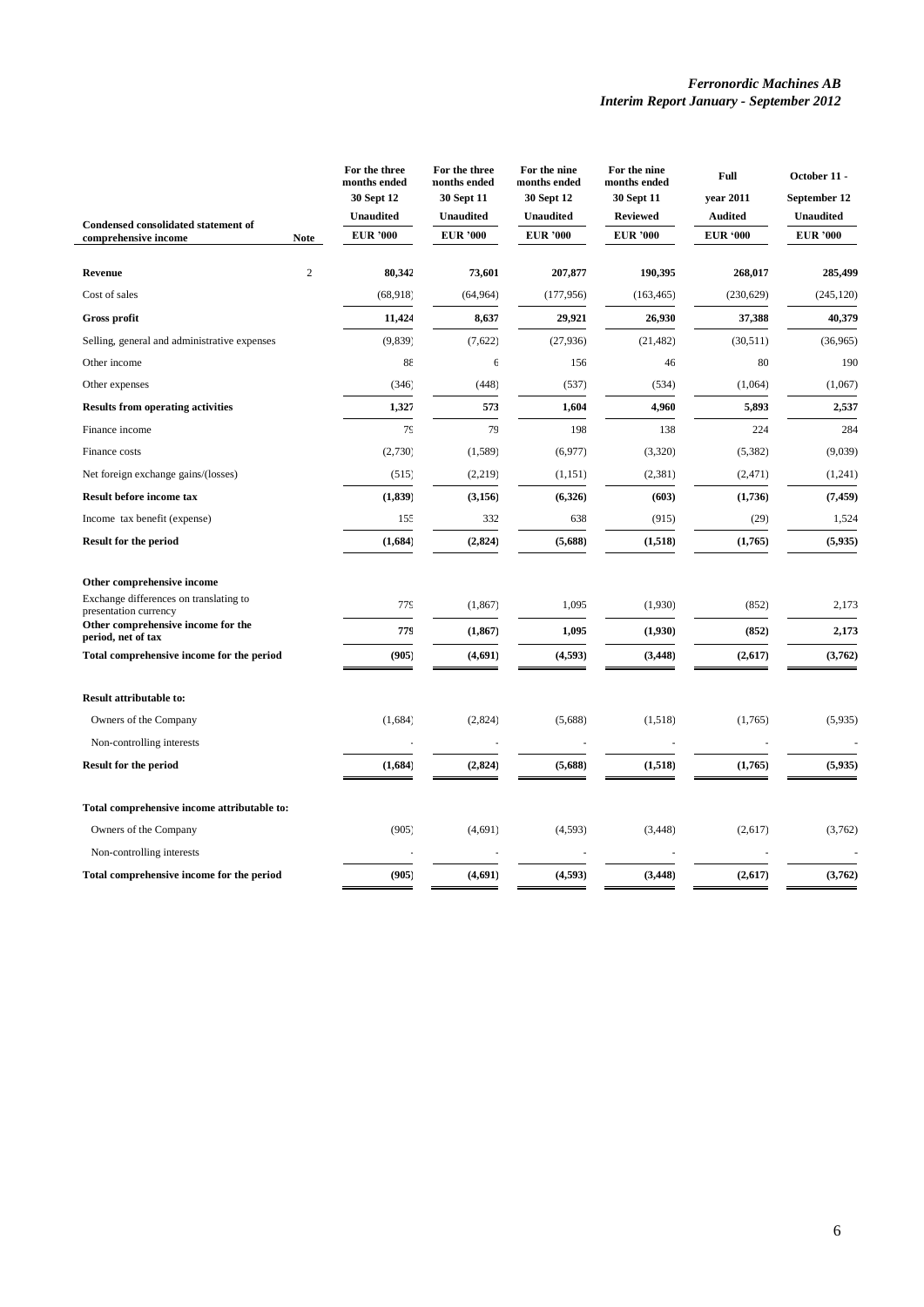| Condensed consolidated statement of comprehensive income | Note | For the three months ended 30 Sept 12 Unaudited EUR '000 | For the three months ended 30 Sept 11 Unaudited EUR '000 | For the nine months ended 30 Sept 12 Unaudited EUR '000 | For the nine months ended 30 Sept 11 Reviewed EUR '000 | Full year 2011 Audited EUR '000 | October 11 - September 12 Unaudited EUR '000 |
|---|---|---|---|---|---|---|---|
| **Revenue** | 2 | **80,342** | **73,601** | **207,877** | **190,395** | **268,017** | **285,499** |
| Cost of sales | | (68,918) | (64,964) | (177,956) | (163,465) | (230,629) | (245,120) |
| **Gross profit** | | **11,424** | **8,637** | **29,921** | **26,930** | **37,388** | **40,379** |
| Selling, general and administrative expenses | | (9,839) | (7,622) | (27,936) | (21,482) | (30,511) | (36,965) |
| Other income | | 88 | 6 | 156 | 46 | 80 | 190 |
| Other expenses | | (346) | (448) | (537) | (534) | (1,064) | (1,067) |
| **Results from operating activities** | | **1,327** | **573** | **1,604** | **4,960** | **5,893** | **2,537** |
| Finance income | | 79 | 79 | 198 | 138 | 224 | 284 |
| Finance costs | | (2,730) | (1,589) | (6,977) | (3,320) | (5,382) | (9,039) |
| Net foreign exchange gains/(losses) | | (515) | (2,219) | (1,151) | (2,381) | (2,471) | (1,241) |
| **Result before income tax** | | **(1,839)** | **(3,156)** | **(6,326)** | **(603)** | **(1,736)** | **(7,459)** |
| Income tax benefit (expense) | | 155 | 332 | 638 | (915) | (29) | 1,524 |
| **Result for the period** | | **(1,684)** | **(2,824)** | **(5,688)** | **(1,518)** | **(1,765)** | **(5,935)** |
| **Other comprehensive income** | | | | | | | |
| Exchange differences on translating to presentation currency | | 779 | (1,867) | 1,095 | (1,930) | (852) | 2,173 |
| **Other comprehensive income for the period, net of tax** | | **779** | **(1,867)** | **1,095** | **(1,930)** | **(852)** | **2,173** |
| **Total comprehensive income for the period** | | **(905)** | **(4,691)** | **(4,593)** | **(3,448)** | **(2,617)** | **(3,762)** |
| **Result attributable to:** | | | | | | | |
| Owners of the Company | | (1,684) | (2,824) | (5,688) | (1,518) | (1,765) | (5,935) |
| Non-controlling interests | | - | - | - | - | - | - |
| **Result for the period** | | **(1,684)** | **(2,824)** | **(5,688)** | **(1,518)** | **(1,765)** | **(5,935)** |
| **Total comprehensive income attributable to:** | | | | | | | |
| Owners of the Company | | (905) | (4,691) | (4,593) | (3,448) | (2,617) | (3,762) |
| Non-controlling interests | | - | - | - | - | - | - |
| **Total comprehensive income for the period** | | **(905)** | **(4,691)** | **(4,593)** | **(3,448)** | **(2,617)** | **(3,762)** |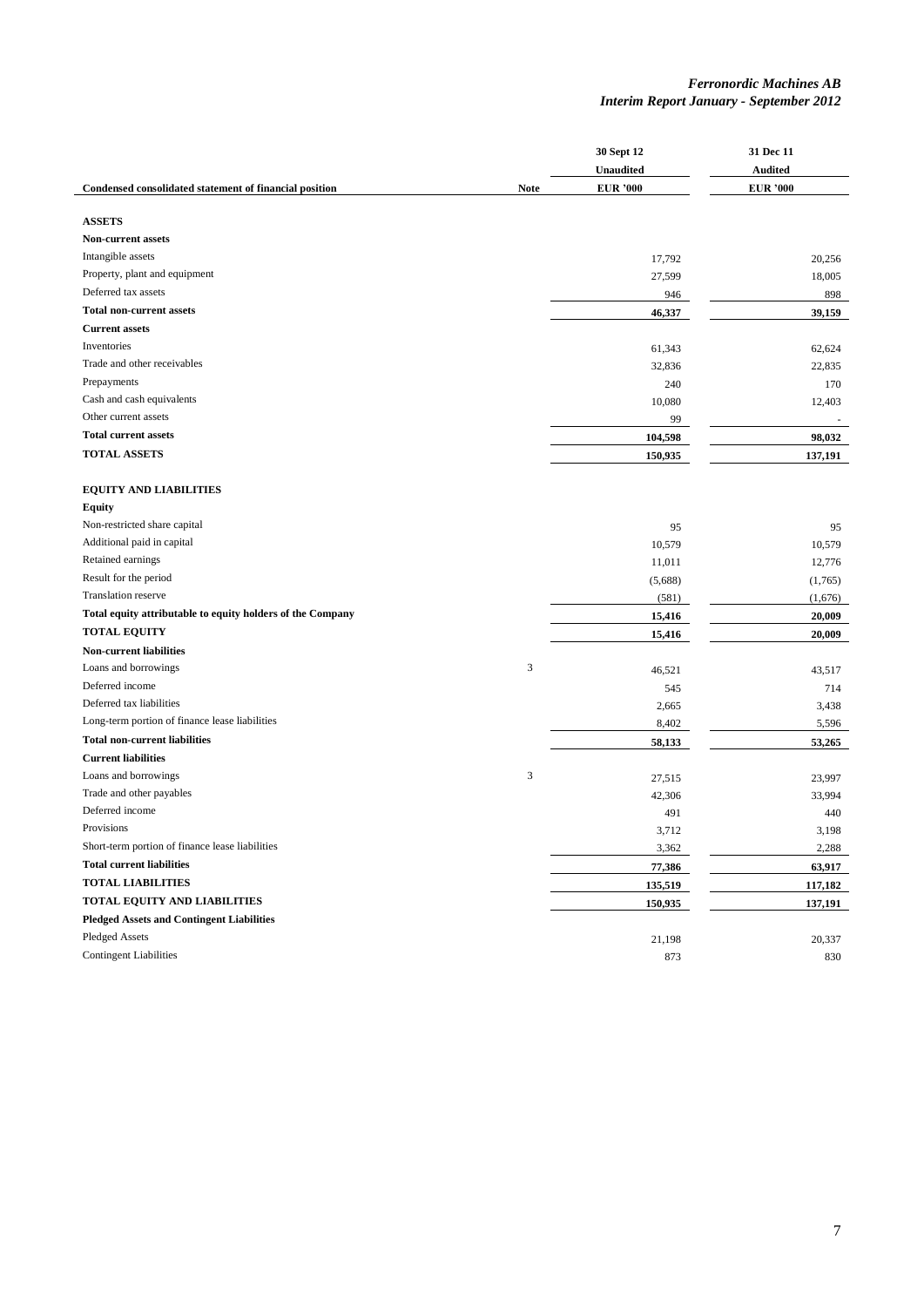| Condensed consolidated statement of financial position | Note | 30 Sept 12<br>Unaudited<br>EUR '000 | 31 Dec 11<br>Audited<br>EUR '000 |
|---|---|---|---|
| **ASSETS** | | | |
| **Non-current assets** | | | |
| Intangible assets | | 17,792 | 20,256 |
| Property, plant and equipment | | 27,599 | 18,005 |
| Deferred tax assets | | 946 | 898 |
| **Total non-current assets** | | **46,337** | **39,159** |
| **Current assets** | | | |
| Inventories | | 61,343 | 62,624 |
| Trade and other receivables | | 32,836 | 22,835 |
| Prepayments | | 240 | 170 |
| Cash and cash equivalents | | 10,080 | 12,403 |
| Other current assets | | 99 | - |
| **Total current assets** | | **104,598** | **98,032** |
| **TOTAL ASSETS** | | **150,935** | **137,191** |
| | | | |
| **EQUITY AND LIABILITIES** | | | |
| **Equity** | | | |
| Non-restricted share capital | | 95 | 95 |
| Additional paid in capital | | 10,579 | 10,579 |
| Retained earnings | | 11,011 | 12,776 |
| Result for the period | | (5,688) | (1,765) |
| Translation reserve | | (581) | (1,676) |
| **Total equity attributable to equity holders of the Company** | | **15,416** | **20,009** |
| **TOTAL EQUITY** | | **15,416** | **20,009** |
| **Non-current liabilities** | | | |
| Loans and borrowings | 3 | 46,521 | 43,517 |
| Deferred income | | 545 | 714 |
| Deferred tax liabilities | | 2,665 | 3,438 |
| Long-term portion of finance lease liabilities | | 8,402 | 5,596 |
| **Total non-current liabilities** | | **58,133** | **53,265** |
| **Current liabilities** | | | |
| Loans and borrowings | 3 | 27,515 | 23,997 |
| Trade and other payables | | 42,306 | 33,994 |
| Deferred income | | 491 | 440 |
| Provisions | | 3,712 | 3,198 |
| Short-term portion of finance lease liabilities | | 3,362 | 2,288 |
| **Total current liabilities** | | **77,386** | **63,917** |
| **TOTAL LIABILITIES** | | **135,519** | **117,182** |
| **TOTAL EQUITY AND LIABILITIES** | | **150,935** | **137,191** |
| **Pledged Assets and Contingent Liabilities** | | | |
| Pledged Assets | | 21,198 | 20,337 |
| Contingent Liabilities | | 873 | 830 |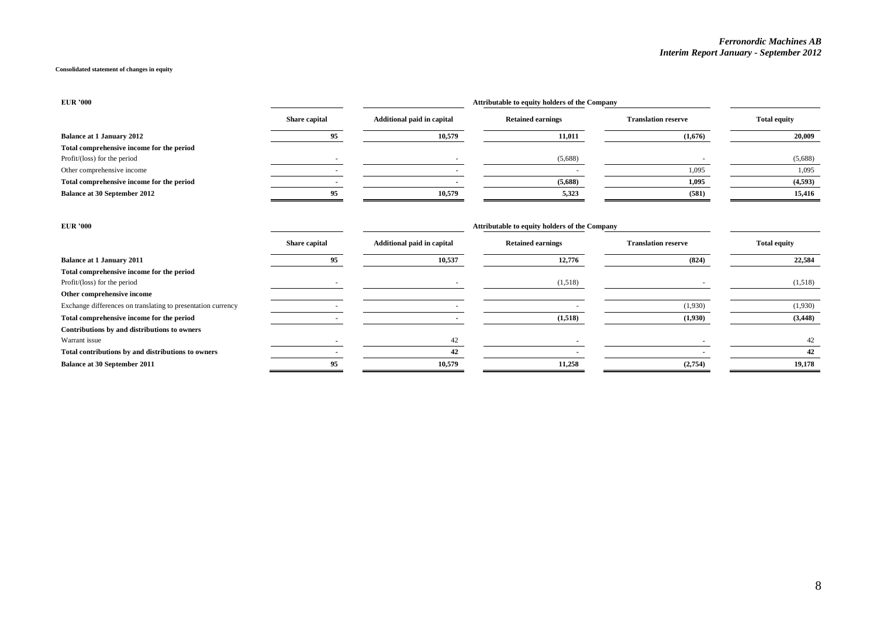**Consolidated statement of changes in equity**

| EUR '000 | Attributable to equity holders of the Company | | | | |
|---|---|---|---|---|---|
| | **Share capital** | **Additional paid in capital** | **Retained earnings** | **Translation reserve** | **Total equity** |
| **Balance at 1 January 2012** | **95** | **10,579** | **11,011** | **(1,676)** | **20,009** |
| **Total comprehensive income for the period** | | | | | |
| Profit/(loss) for the period | - | - | (5,688) | - | (5,688) |
| Other comprehensive income | - | - | - | 1,095 | 1,095 |
| **Total comprehensive income for the period** | **-** | **-** | **(5,688)** | **1,095** | **(4,593)** |
| **Balance at 30 September 2012** | **95** | **10,579** | **5,323** | **(581)** | **15,416** |

| EUR '000 | Attributable to equity holders of the Company | | | | |
|---|---|---|---|---|---|
| | **Share capital** | **Additional paid in capital** | **Retained earnings** | **Translation reserve** | **Total equity** |
| **Balance at 1 January 2011** | **95** | **10,537** | **12,776** | **(824)** | **22,584** |
| **Total comprehensive income for the period** | | | | | |
| Profit/(loss) for the period | - | - | (1,518) | - | (1,518) |
| **Other comprehensive income** | | | | | |
| Exchange differences on translating to presentation currency | - | - | - | (1,930) | (1,930) |
| **Total comprehensive income for the period** | **-** | **-** | **(1,518)** | **(1,930)** | **(3,448)** |
| **Contributions by and distributions to owners** | | | | | |
| Warrant issue | - | 42 | - | - | 42 |
| **Total contributions by and distributions to owners** | **-** | **42** | **-** | **-** | **42** |
| **Balance at 30 September 2011** | **95** | **10,579** | **11,258** | **(2,754)** | **19,178** |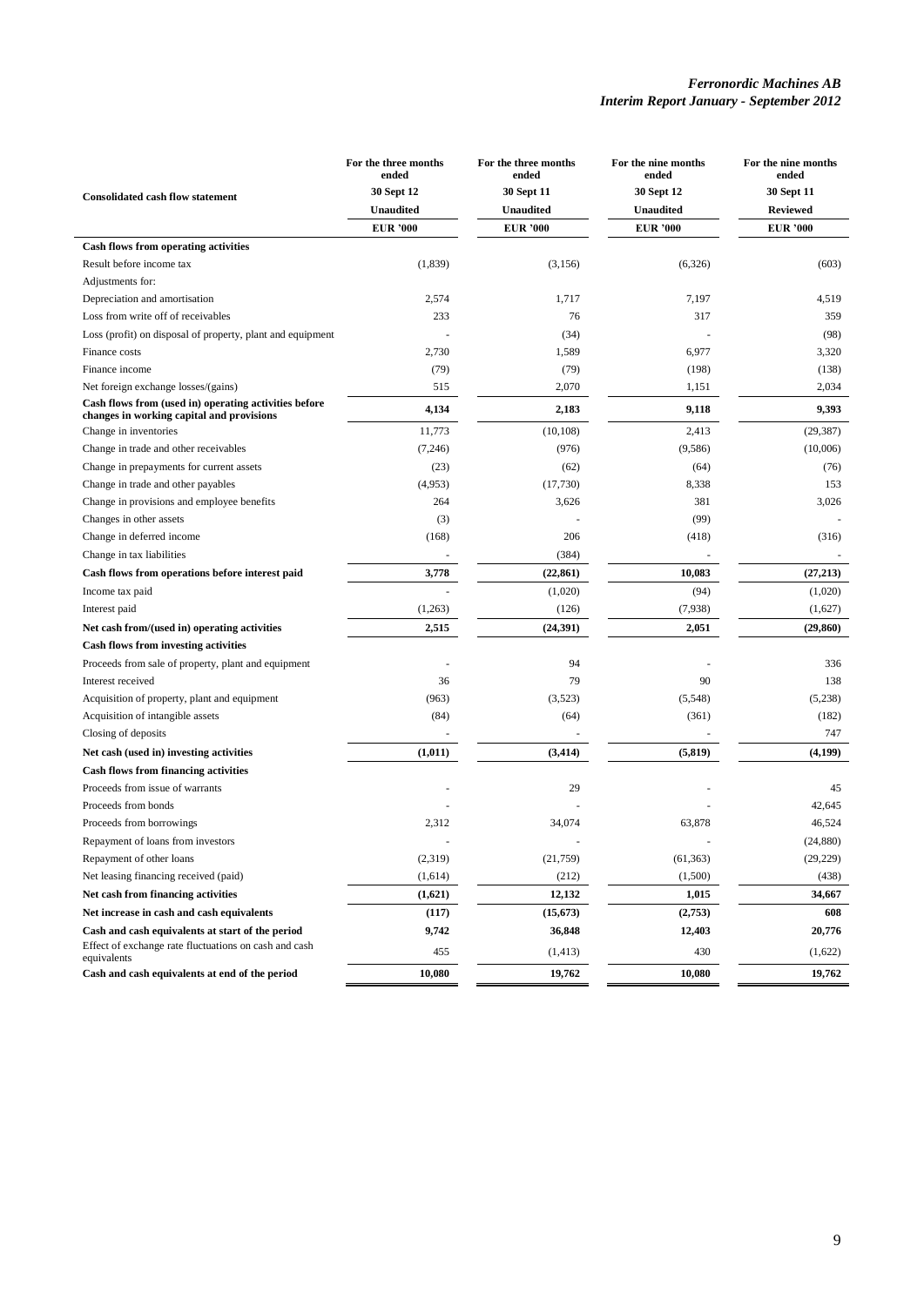| Consolidated cash flow statement | For the three months ended 30 Sept 12 Unaudited EUR '000 | For the three months ended 30 Sept 11 Unaudited EUR '000 | For the nine months ended 30 Sept 12 Unaudited EUR '000 | For the nine months ended 30 Sept 11 Reviewed EUR '000 |
|---|---|---|---|---|
| **Cash flows from operating activities** | | | | |
| Result before income tax | (1,839) | (3,156) | (6,326) | (603) |
| Adjustments for: | | | | |
| Depreciation and amortisation | 2,574 | 1,717 | 7,197 | 4,519 |
| Loss from write off of receivables | 233 | 76 | 317 | 359 |
| Loss (profit) on disposal of property, plant and equipment | - | (34) | - | (98) |
| Finance costs | 2,730 | 1,589 | 6,977 | 3,320 |
| Finance income | (79) | (79) | (198) | (138) |
| Net foreign exchange losses/(gains) | 515 | 2,070 | 1,151 | 2,034 |
| **Cash flows from (used in) operating activities before changes in working capital and provisions** | **4,134** | **2,183** | **9,118** | **9,393** |
| Change in inventories | 11,773 | (10,108) | 2,413 | (29,387) |
| Change in trade and other receivables | (7,246) | (976) | (9,586) | (10,006) |
| Change in prepayments for current assets | (23) | (62) | (64) | (76) |
| Change in trade and other payables | (4,953) | (17,730) | 8,338 | 153 |
| Change in provisions and employee benefits | 264 | 3,626 | 381 | 3,026 |
| Changes in other assets | (3) | - | (99) | - |
| Change in deferred income | (168) | 206 | (418) | (316) |
| Change in tax liabilities | - | (384) | - | - |
| **Cash flows from operations before interest paid** | **3,778** | **(22,861)** | **10,083** | **(27,213)** |
| Income tax paid | - | (1,020) | (94) | (1,020) |
| Interest paid | (1,263) | (126) | (7,938) | (1,627) |
| **Net cash from/(used in) operating activities** | **2,515** | **(24,391)** | **2,051** | **(29,860)** |
| **Cash flows from investing activities** | | | | |
| Proceeds from sale of property, plant and equipment | - | 94 | - | 336 |
| Interest received | 36 | 79 | 90 | 138 |
| Acquisition of property, plant and equipment | (963) | (3,523) | (5,548) | (5,238) |
| Acquisition of intangible assets | (84) | (64) | (361) | (182) |
| Closing of deposits | - | - | - | 747 |
| **Net cash (used in) investing activities** | **(1,011)** | **(3,414)** | **(5,819)** | **(4,199)** |
| **Cash flows from financing activities** | | | | |
| Proceeds from issue of warrants | - | 29 | - | 45 |
| Proceeds from bonds | - | - | - | 42,645 |
| Proceeds from borrowings | 2,312 | 34,074 | 63,878 | 46,524 |
| Repayment of loans from investors | - | - | - | (24,880) |
| Repayment of other loans | (2,319) | (21,759) | (61,363) | (29,229) |
| Net leasing financing received (paid) | (1,614) | (212) | (1,500) | (438) |
| **Net cash from financing activities** | **(1,621)** | **12,132** | **1,015** | **34,667** |
| **Net increase in cash and cash equivalents** | **(117)** | **(15,673)** | **(2,753)** | **608** |
| **Cash and cash equivalents at start of the period** | **9,742** | **36,848** | **12,403** | **20,776** |
| Effect of exchange rate fluctuations on cash and cash equivalents | 455 | (1,413) | 430 | (1,622) |
| **Cash and cash equivalents at end of the period** | **10,080** | **19,762** | **10,080** | **19,762** |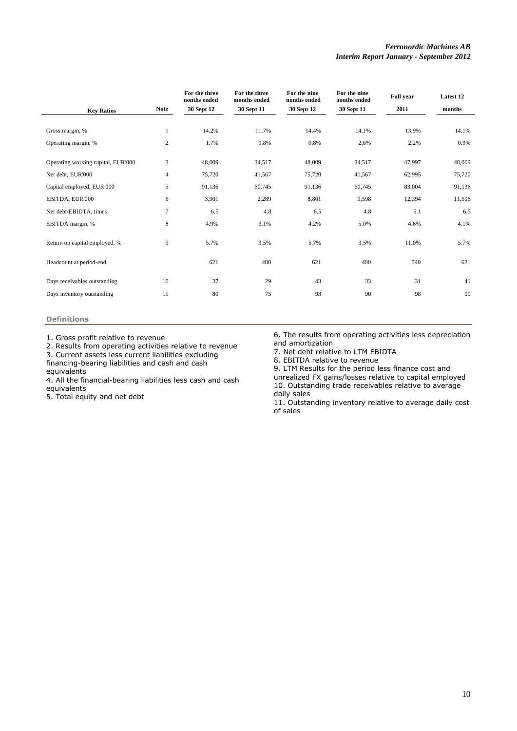| Key Ratios | Note | For the three months ended 30 Sept 12 | For the three months ended 30 Sept 11 | For the nine months ended 30 Sept 12 | For the nine months ended 30 Sept 11 | Full year 2011 | Latest 12 months |
|---|---|---|---|---|---|---|---|
| Gross margin, % | 1 | 14.2% | 11.7% | 14.4% | 14.1% | 13.9% | 14.1% |
| Operating margin, % | 2 | 1.7% | 0.8% | 0.8% | 2.6% | 2.2% | 0.9% |
| Operating working capital, EUR'000 | 3 | 48,009 | 34,517 | 48,009 | 34,517 | 47,997 | 48,009 |
| Net debt, EUR'000 | 4 | 75,720 | 41,567 | 75,720 | 41,567 | 62,995 | 75,720 |
| Capital employed, EUR'000 | 5 | 91,136 | 60,745 | 91,136 | 60,745 | 83,004 | 91,136 |
| EBITDA, EUR'000 | 6 | 3,901 | 2,289 | 8,801 | 9,598 | 12,394 | 11,596 |
| Net debt/EBITDA, times | 7 | 6.5 | 4.8 | 6.5 | 4.8 | 5.1 | 6.5 |
| EBITDA margin, % | 8 | 4.9% | 3.1% | 4.2% | 5.0% | 4.6% | 4.1% |
| Return on capital employed, % | 9 | 5.7% | 3.5% | 5.7% | 3.5% | 11.0% | 5.7% |
| Headcount at period-end | | 621 | 480 | 621 | 480 | 540 | 621 |
| Days receivables outstanding | 10 | 37 | 29 | 43 | 33 | 31 | 41 |
| Days inventory outstanding | 11 | 80 | 75 | 93 | 90 | 98 | 90 |

**Definitions**

1. Gross profit relative to revenue
2. Results from operating activities relative to revenue
3. Current assets less current liabilities excluding financing-bearing liabilities and cash and cash equivalents
4. All the financial-bearing liabilities less cash and cash equivalents
5. Total equity and net debt
6. The results from operating activities less depreciation and amortization
7. Net debt relative to LTM EBIDTA
8. EBITDA relative to revenue
9. LTM Results for the period less finance cost and unrealized FX gains/losses relative to capital employed
10. Outstanding trade receivables relative to average daily sales
11. Outstanding inventory relative to average daily cost of sales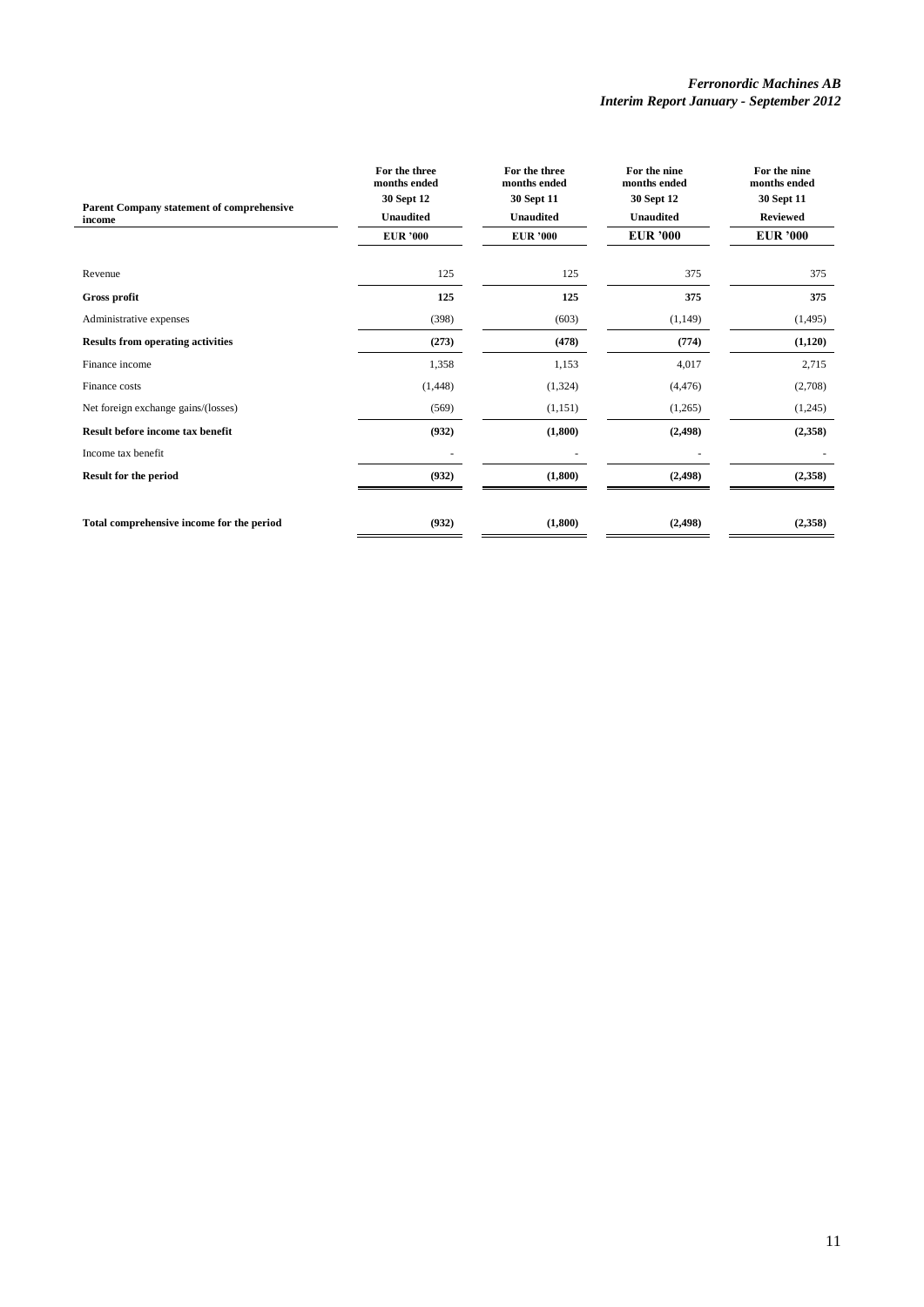| Parent Company statement of comprehensive income | For the three months ended 30 Sept 12 Unaudited EUR '000 | For the three months ended 30 Sept 11 Unaudited EUR '000 | For the nine months ended 30 Sept 12 Unaudited EUR '000 | For the nine months ended 30 Sept 11 Reviewed EUR '000 |
|---|---|---|---|---|
| Revenue | 125 | 125 | 375 | 375 |
| **Gross profit** | **125** | **125** | **375** | **375** |
| Administrative expenses | (398) | (603) | (1,149) | (1,495) |
| **Results from operating activities** | **(273)** | **(478)** | **(774)** | **(1,120)** |
| Finance income | 1,358 | 1,153 | 4,017 | 2,715 |
| Finance costs | (1,448) | (1,324) | (4,476) | (2,708) |
| Net foreign exchange gains/(losses) | (569) | (1,151) | (1,265) | (1,245) |
| **Result before income tax benefit** | **(932)** | **(1,800)** | **(2,498)** | **(2,358)** |
| Income tax benefit | - | - | - | - |
| **Result for the period** | **(932)** | **(1,800)** | **(2,498)** | **(2,358)** |
| **Total comprehensive income for the period** | **(932)** | **(1,800)** | **(2,498)** | **(2,358)** |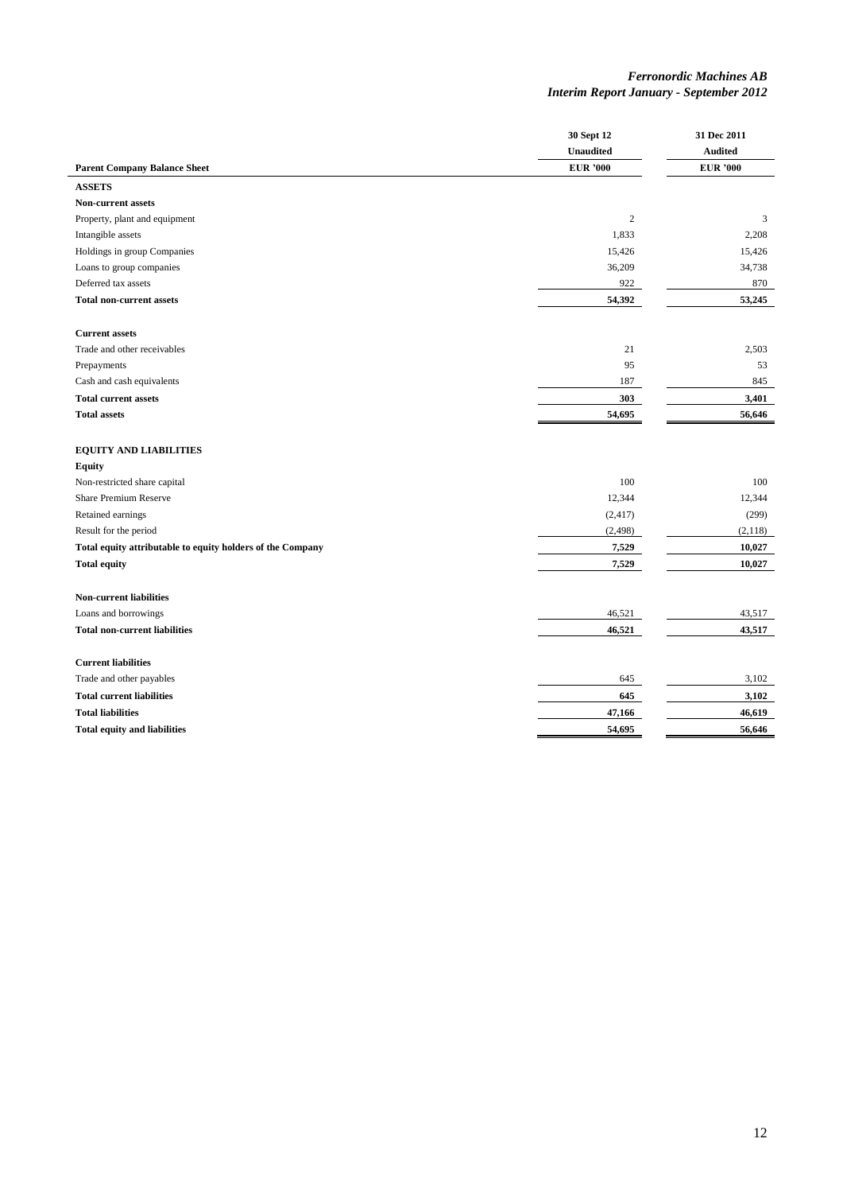| Parent Company Balance Sheet | 30 Sept 12<br>Unaudited<br>EUR '000 | 31 Dec 2011<br>Audited<br>EUR '000 |
|---|---|---|
| **ASSETS** | | |
| **Non-current assets** | | |
| Property, plant and equipment | 2 | 3 |
| Intangible assets | 1,833 | 2,208 |
| Holdings in group Companies | 15,426 | 15,426 |
| Loans to group companies | 36,209 | 34,738 |
| Deferred tax assets | 922 | 870 |
| **Total non-current assets** | **54,392** | **53,245** |
| | | |
| **Current assets** | | |
| Trade and other receivables | 21 | 2,503 |
| Prepayments | 95 | 53 |
| Cash and cash equivalents | 187 | 845 |
| **Total current assets** | **303** | **3,401** |
| **Total assets** | **54,695** | **56,646** |
| | | |
| **EQUITY AND LIABILITIES** | | |
| **Equity** | | |
| Non-restricted share capital | 100 | 100 |
| Share Premium Reserve | 12,344 | 12,344 |
| Retained earnings | (2,417) | (299) |
| Result for the period | (2,498) | (2,118) |
| **Total equity attributable to equity holders of the Company** | **7,529** | **10,027** |
| **Total equity** | **7,529** | **10,027** |
| | | |
| **Non-current liabilities** | | |
| Loans and borrowings | 46,521 | 43,517 |
| **Total non-current liabilities** | **46,521** | **43,517** |
| | | |
| **Current liabilities** | | |
| Trade and other payables | 645 | 3,102 |
| **Total current liabilities** | **645** | **3,102** |
| **Total liabilities** | **47,166** | **46,619** |
| **Total equity and liabilities** | **54,695** | **56,646** |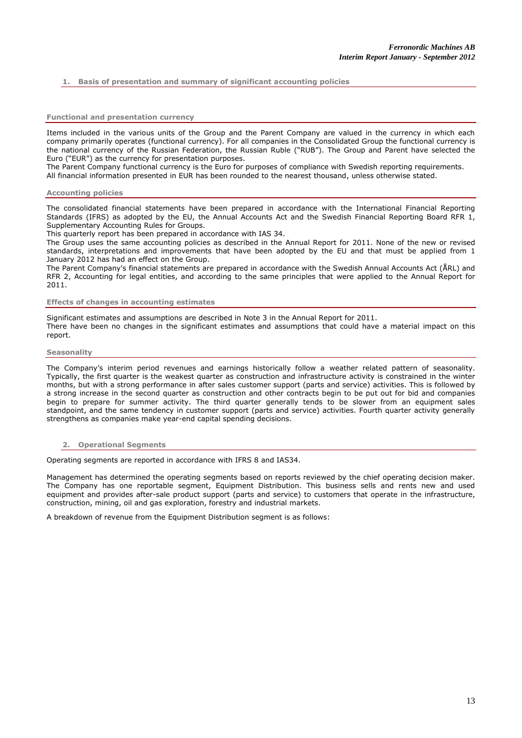## 1. Basis of presentation and summary of significant accounting policies

### Functional and presentation currency

Items included in the various units of the Group and the Parent Company are valued in the currency in which each company primarily operates (functional currency). For all companies in the Consolidated Group the functional currency is the national currency of the Russian Federation, the Russian Ruble ("RUB"). The Group and Parent have selected the Euro ("EUR") as the currency for presentation purposes.
The Parent Company functional currency is the Euro for purposes of compliance with Swedish reporting requirements.
All financial information presented in EUR has been rounded to the nearest thousand, unless otherwise stated.

### Accounting policies

The consolidated financial statements have been prepared in accordance with the International Financial Reporting Standards (IFRS) as adopted by the EU, the Annual Accounts Act and the Swedish Financial Reporting Board RFR 1, Supplementary Accounting Rules for Groups.
This quarterly report has been prepared in accordance with IAS 34.
The Group uses the same accounting policies as described in the Annual Report for 2011. None of the new or revised standards, interpretations and improvements that have been adopted by the EU and that must be applied from 1 January 2012 has had an effect on the Group.
The Parent Company's financial statements are prepared in accordance with the Swedish Annual Accounts Act (ÅRL) and RFR 2, Accounting for legal entities, and according to the same principles that were applied to the Annual Report for 2011.

### Effects of changes in accounting estimates

Significant estimates and assumptions are described in Note 3 in the Annual Report for 2011.
There have been no changes in the significant estimates and assumptions that could have a material impact on this report.

### Seasonality

The Company's interim period revenues and earnings historically follow a weather related pattern of seasonality. Typically, the first quarter is the weakest quarter as construction and infrastructure activity is constrained in the winter months, but with a strong performance in after sales customer support (parts and service) activities. This is followed by a strong increase in the second quarter as construction and other contracts begin to be put out for bid and companies begin to prepare for summer activity. The third quarter generally tends to be slower from an equipment sales standpoint, and the same tendency in customer support (parts and service) activities. Fourth quarter activity generally strengthens as companies make year-end capital spending decisions.

## 2. Operational Segments

Operating segments are reported in accordance with IFRS 8 and IAS34.

Management has determined the operating segments based on reports reviewed by the chief operating decision maker. The Company has one reportable segment, Equipment Distribution. This business sells and rents new and used equipment and provides after-sale product support (parts and service) to customers that operate in the infrastructure, construction, mining, oil and gas exploration, forestry and industrial markets.

A breakdown of revenue from the Equipment Distribution segment is as follows: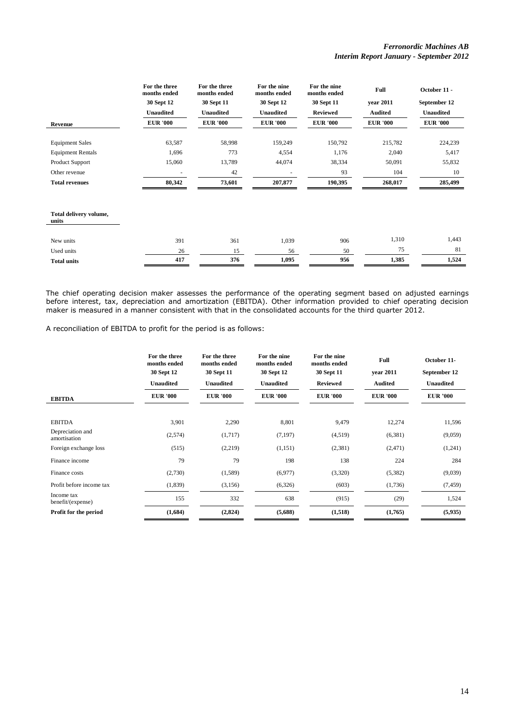| Revenue | For the three months ended 30 Sept 12 Unaudited EUR '000 | For the three months ended 30 Sept 11 Unaudited EUR '000 | For the nine months ended 30 Sept 12 Unaudited EUR '000 | For the nine months ended 30 Sept 11 Reviewed EUR '000 | Full year 2011 Audited EUR '000 | October 11 - September 12 Unaudited EUR '000 |
|---|---|---|---|---|---|---|
| Equipment Sales | 63,587 | 58,998 | 159,249 | 150,792 | 215,782 | 224,239 |
| Equipment Rentals | 1,696 | 773 | 4,554 | 1,176 | 2,040 | 5,417 |
| Product Support | 15,060 | 13,789 | 44,074 | 38,334 | 50,091 | 55,832 |
| Other revenue | - | 42 | - | 93 | 104 | 10 |
| **Total revenues** | **80,342** | **73,601** | **207,877** | **190,395** | **268,017** | **285,499** |

| Total delivery volume, units | | | | | | |
|---|---|---|---|---|---|---|
| New units | 391 | 361 | 1,039 | 906 | 1,310 | 1,443 |
| Used units | 26 | 15 | 56 | 50 | 75 | 81 |
| **Total units** | **417** | **376** | **1,095** | **956** | **1,385** | **1,524** |

The chief operating decision maker assesses the performance of the operating segment based on adjusted earnings before interest, tax, depreciation and amortization (EBITDA). Other information provided to chief operating decision maker is measured in a manner consistent with that in the consolidated accounts for the third quarter 2012.

A reconciliation of EBITDA to profit for the period is as follows:

| EBITDA | For the three months ended 30 Sept 12 Unaudited EUR '000 | For the three months ended 30 Sept 11 Unaudited EUR '000 | For the nine months ended 30 Sept 12 Unaudited EUR '000 | For the nine months ended 30 Sept 11 Reviewed EUR '000 | Full year 2011 Audited EUR '000 | October 11- September 12 Unaudited EUR '000 |
|---|---|---|---|---|---|---|
| EBITDA | 3,901 | 2,290 | 8,801 | 9,479 | 12,274 | 11,596 |
| Depreciation and amortisation | (2,574) | (1,717) | (7,197) | (4,519) | (6,381) | (9,059) |
| Foreign exchange loss | (515) | (2,219) | (1,151) | (2,381) | (2,471) | (1,241) |
| Finance income | 79 | 79 | 198 | 138 | 224 | 284 |
| Finance costs | (2,730) | (1,589) | (6,977) | (3,320) | (5,382) | (9,039) |
| Profit before income tax | (1,839) | (3,156) | (6,326) | (603) | (1,736) | (7,459) |
| Income tax benefit/(expense) | 155 | 332 | 638 | (915) | (29) | 1,524 |
| **Profit for the period** | **(1,684)** | **(2,824)** | **(5,688)** | **(1,518)** | **(1,765)** | **(5,935)** |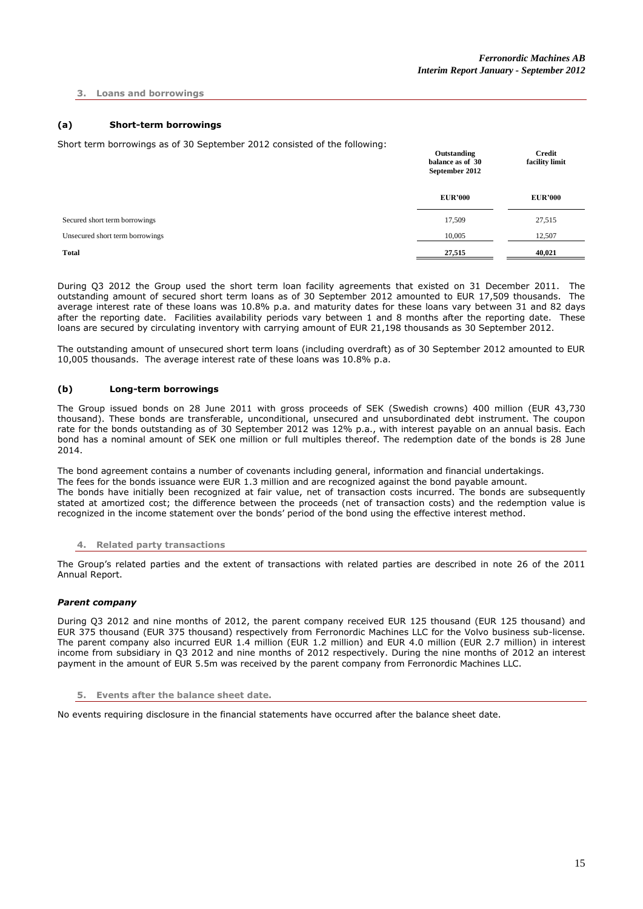## 3. Loans and borrowings

### (a) Short-term borrowings

Short term borrowings as of 30 September 2012 consisted of the following:

| | Outstanding balance as of 30 September 2012 | Credit facility limit |
|---|---|---|
| | **EUR'000** | **EUR'000** |
| Secured short term borrowings | 17,509 | 27,515 |
| Unsecured short term borrowings | 10,005 | 12,507 |
| **Total** | **27,515** | **40,021** |

During Q3 2012 the Group used the short term loan facility agreements that existed on 31 December 2011. The outstanding amount of secured short term loans as of 30 September 2012 amounted to EUR 17,509 thousands. The average interest rate of these loans was 10.8% p.a. and maturity dates for these loans vary between 31 and 82 days after the reporting date. Facilities availability periods vary between 1 and 8 months after the reporting date. These loans are secured by circulating inventory with carrying amount of EUR 21,198 thousands as 30 September 2012.

The outstanding amount of unsecured short term loans (including overdraft) as of 30 September 2012 amounted to EUR 10,005 thousands. The average interest rate of these loans was 10.8% p.a.

### (b) Long-term borrowings

The Group issued bonds on 28 June 2011 with gross proceeds of SEK (Swedish crowns) 400 million (EUR 43,730 thousand). These bonds are transferable, unconditional, unsecured and unsubordinated debt instrument. The coupon rate for the bonds outstanding as of 30 September 2012 was 12% p.a., with interest payable on an annual basis. Each bond has a nominal amount of SEK one million or full multiples thereof. The redemption date of the bonds is 28 June 2014.

The bond agreement contains a number of covenants including general, information and financial undertakings.
The fees for the bonds issuance were EUR 1.3 million and are recognized against the bond payable amount.
The bonds have initially been recognized at fair value, net of transaction costs incurred. The bonds are subsequently stated at amortized cost; the difference between the proceeds (net of transaction costs) and the redemption value is recognized in the income statement over the bonds' period of the bond using the effective interest method.

## 4. Related party transactions

The Group's related parties and the extent of transactions with related parties are described in note 26 of the 2011 Annual Report.

### *Parent company*

During Q3 2012 and nine months of 2012, the parent company received EUR 125 thousand (EUR 125 thousand) and EUR 375 thousand (EUR 375 thousand) respectively from Ferronordic Machines LLC for the Volvo business sub-license. The parent company also incurred EUR 1.4 million (EUR 1.2 million) and EUR 4.0 million (EUR 2.7 million) in interest income from subsidiary in Q3 2012 and nine months of 2012 respectively. During the nine months of 2012 an interest payment in the amount of EUR 5.5m was received by the parent company from Ferronordic Machines LLC.

## 5. Events after the balance sheet date.

No events requiring disclosure in the financial statements have occurred after the balance sheet date.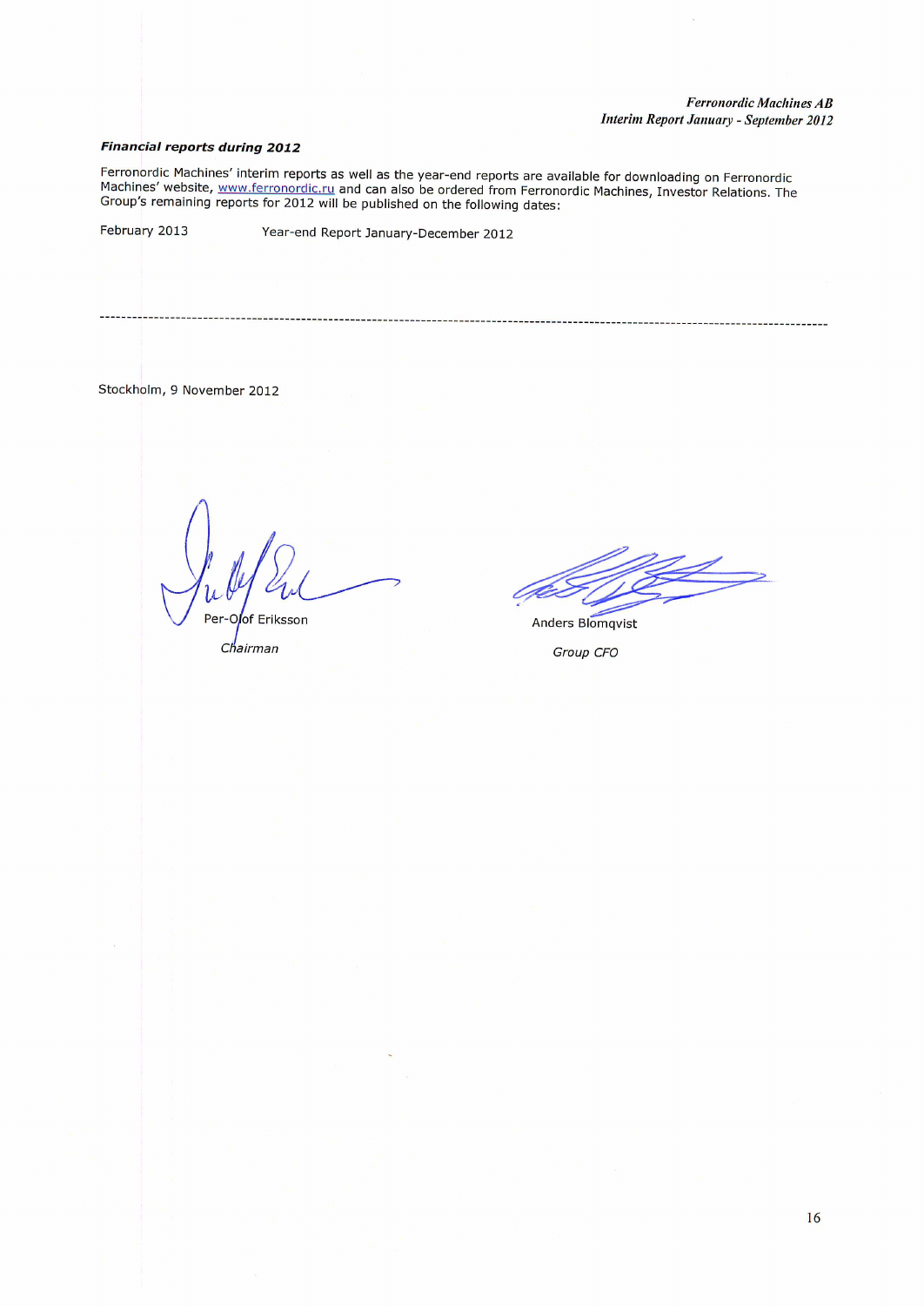***Financial reports during 2012***

Ferronordic Machines' interim reports as well as the year-end reports are available for downloading on Ferronordic Machines' website, www.ferronordic.ru and can also be ordered from Ferronordic Machines, Investor Relations. The Group's remaining reports for 2012 will be published on the following dates:

| | |
|---|---|
| February 2013 | Year-end Report January-December 2012 |

---

Stockholm, 9 November 2012

Per-Olof Eriksson

*Chairman*

Anders Blomqvist

*Group CFO*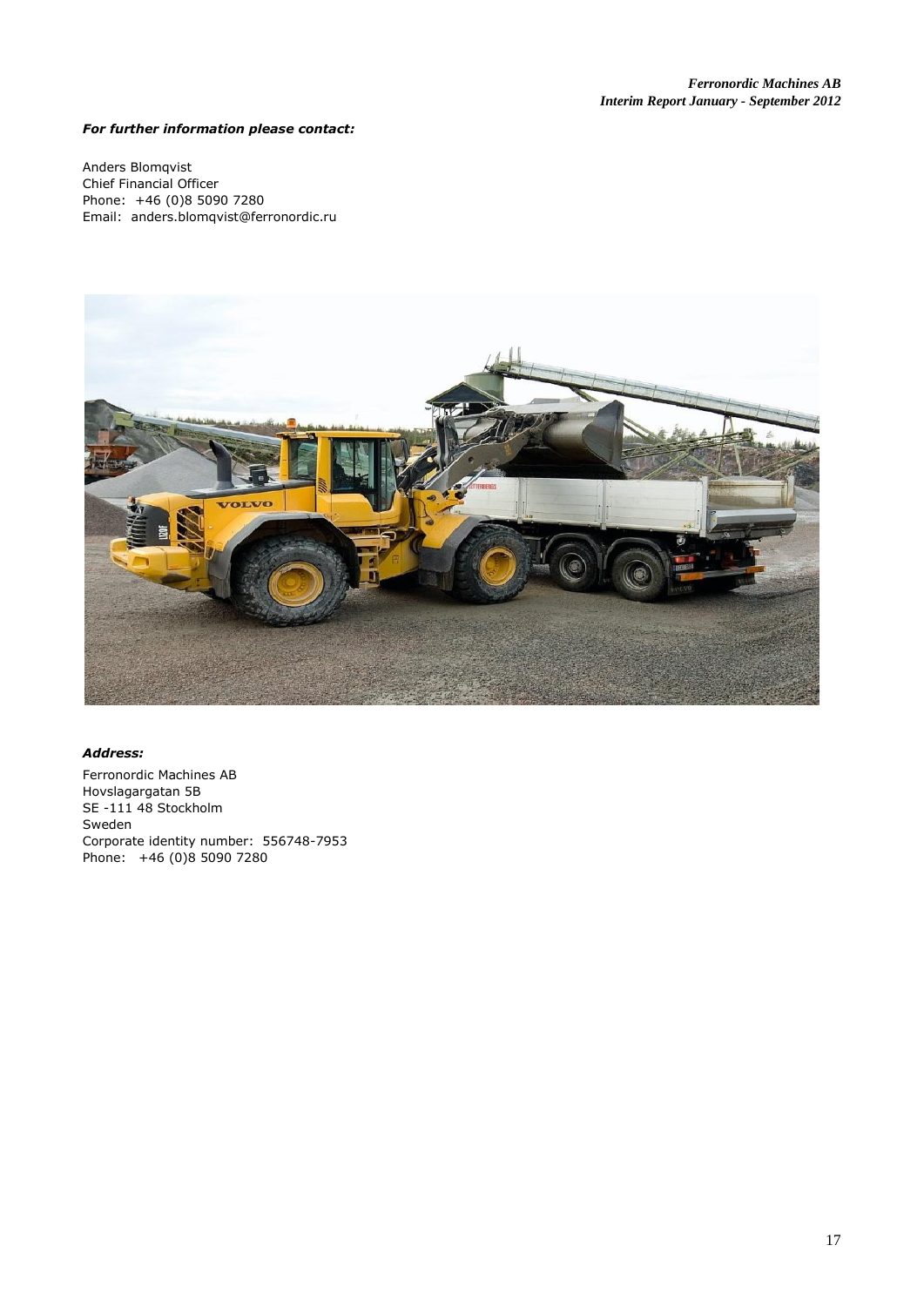***For further information please contact:***

Anders Blomqvist
Chief Financial Officer
Phone: +46 (0)8 5090 7280
Email: anders.blomqvist@ferronordic.ru

***Address:***

Ferronordic Machines AB
Hovslagargatan 5B
SE -111 48 Stockholm
Sweden
Corporate identity number: 556748-7953
Phone: +46 (0)8 5090 7280